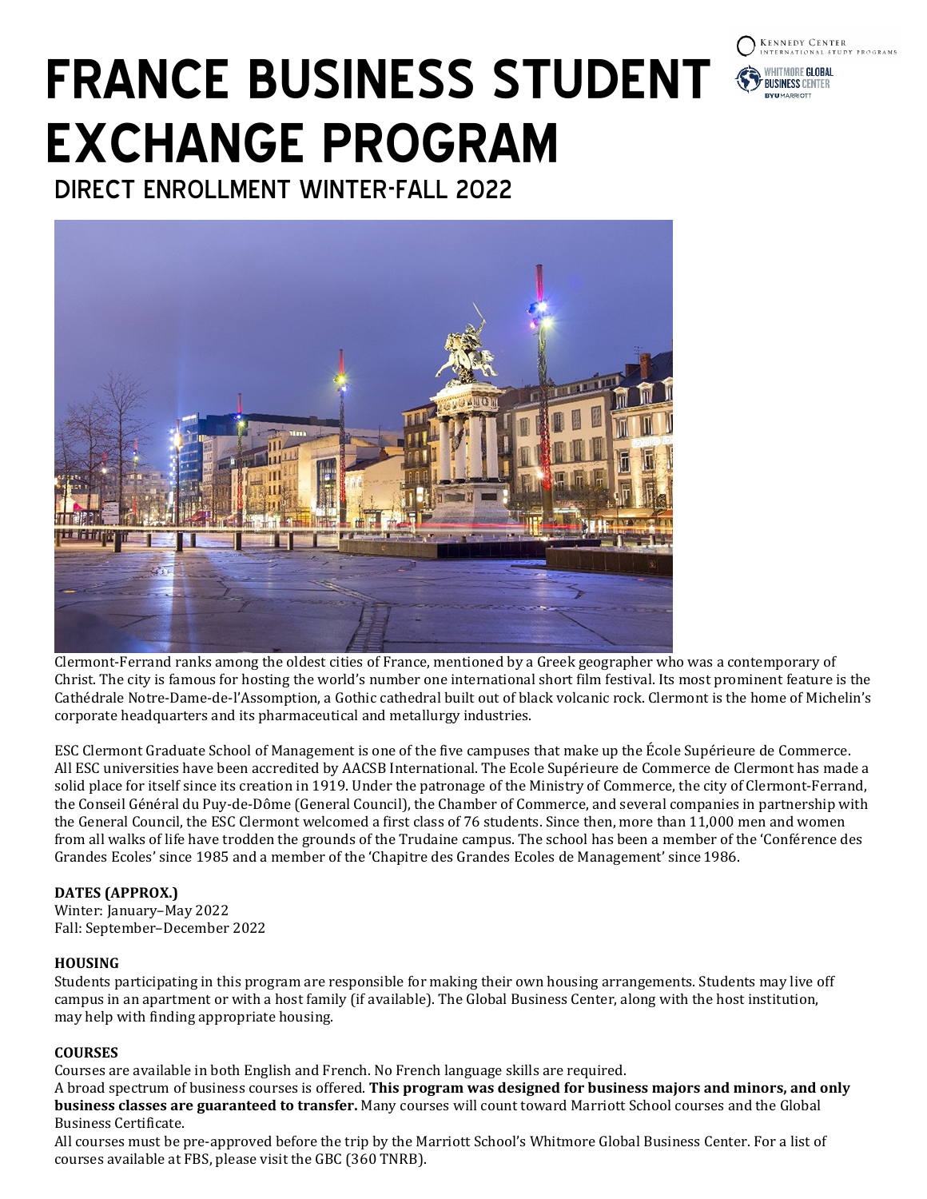# FRANCE BUSINESS STUDENT EXCHANGE PROGRAM

## DIRECT ENROLLMENT WINTER-FALL 2022

Clermont-Ferrand ranks among the oldest cities of France, mentioned by a Greek geographer who was a contemporary of Christ. The city is famous for hosting the world's number one international short film festival. Its most prominent feature is the Cathédrale Notre-Dame-de-l'Assomption, a Gothic cathedral built out of black volcanic rock. Clermont is the home of Michelin's corporate headquarters and its pharmaceutical and metallurgy industries.

ESC Clermont Graduate School of Management is one of the five campuses that make up the École Supérieure de Commerce. All ESC universities have been accredited by AACSB International. The Ecole Supérieure de Commerce de Clermont has made a solid place for itself since its creation in 1919. Under the patronage of the Ministry of Commerce, the city of Clermont-Ferrand, the Conseil Général du Puy-de-Dôme (General Council), the Chamber of Commerce, and several companies in partnership with the General Council, the ESC Clermont welcomed a first class of 76 students. Since then, more than 11,000 men and women from all walks of life have trodden the grounds of the Trudaine campus. The school has been a member of the 'Conférence des Grandes Ecoles' since 1985 and a member of the 'Chapitre des Grandes Ecoles de Management' since 1986.

**DATES (APPROX.)**

Winter: January–May 2022
Fall: September–December 2022

**HOUSING**

Students participating in this program are responsible for making their own housing arrangements. Students may live off campus in an apartment or with a host family (if available). The Global Business Center, along with the host institution, may help with finding appropriate housing.

**COURSES**

Courses are available in both English and French. No French language skills are required.

A broad spectrum of business courses is offered. **This program was designed for business majors and minors, and only business classes are guaranteed to transfer.** Many courses will count toward Marriott School courses and the Global Business Certificate.

All courses must be pre-approved before the trip by the Marriott School's Whitmore Global Business Center. For a list of courses available at FBS, please visit the GBC (360 TNRB).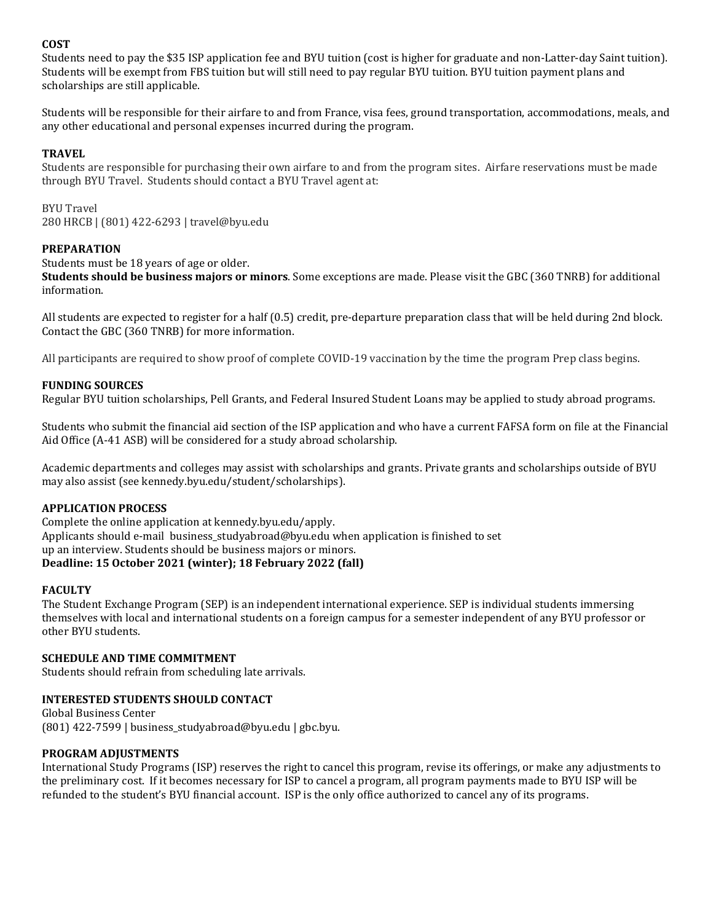**COST**

Students need to pay the $35 ISP application fee and BYU tuition (cost is higher for graduate and non-Latter-day Saint tuition). Students will be exempt from FBS tuition but will still need to pay regular BYU tuition. BYU tuition payment plans and scholarships are still applicable.

Students will be responsible for their airfare to and from France, visa fees, ground transportation, accommodations, meals, and any other educational and personal expenses incurred during the program.

**TRAVEL**

Students are responsible for purchasing their own airfare to and from the program sites. Airfare reservations must be made through BYU Travel. Students should contact a BYU Travel agent at:

BYU Travel
280 HRCB | (801) 422-6293 | travel@byu.edu

**PREPARATION**

Students must be 18 years of age or older.
**Students should be business majors or minors**. Some exceptions are made. Please visit the GBC (360 TNRB) for additional information.

All students are expected to register for a half (0.5) credit, pre-departure preparation class that will be held during 2nd block. Contact the GBC (360 TNRB) for more information.

All participants are required to show proof of complete COVID-19 vaccination by the time the program Prep class begins.

**FUNDING SOURCES**

Regular BYU tuition scholarships, Pell Grants, and Federal Insured Student Loans may be applied to study abroad programs.

Students who submit the financial aid section of the ISP application and who have a current FAFSA form on file at the Financial Aid Office (A-41 ASB) will be considered for a study abroad scholarship.

Academic departments and colleges may assist with scholarships and grants. Private grants and scholarships outside of BYU may also assist (see kennedy.byu.edu/student/scholarships).

**APPLICATION PROCESS**

Complete the online application at kennedy.byu.edu/apply.
Applicants should e-mail business_studyabroad@byu.edu when application is finished to set up an interview. Students should be business majors or minors.
**Deadline: 15 October 2021 (winter); 18 February 2022 (fall)**

**FACULTY**

The Student Exchange Program (SEP) is an independent international experience. SEP is individual students immersing themselves with local and international students on a foreign campus for a semester independent of any BYU professor or other BYU students.

**SCHEDULE AND TIME COMMITMENT**

Students should refrain from scheduling late arrivals.

**INTERESTED STUDENTS SHOULD CONTACT**

Global Business Center
(801) 422-7599 | business_studyabroad@byu.edu | gbc.byu.

**PROGRAM ADJUSTMENTS**

International Study Programs (ISP) reserves the right to cancel this program, revise its offerings, or make any adjustments to the preliminary cost. If it becomes necessary for ISP to cancel a program, all program payments made to BYU ISP will be refunded to the student's BYU financial account. ISP is the only office authorized to cancel any of its programs.